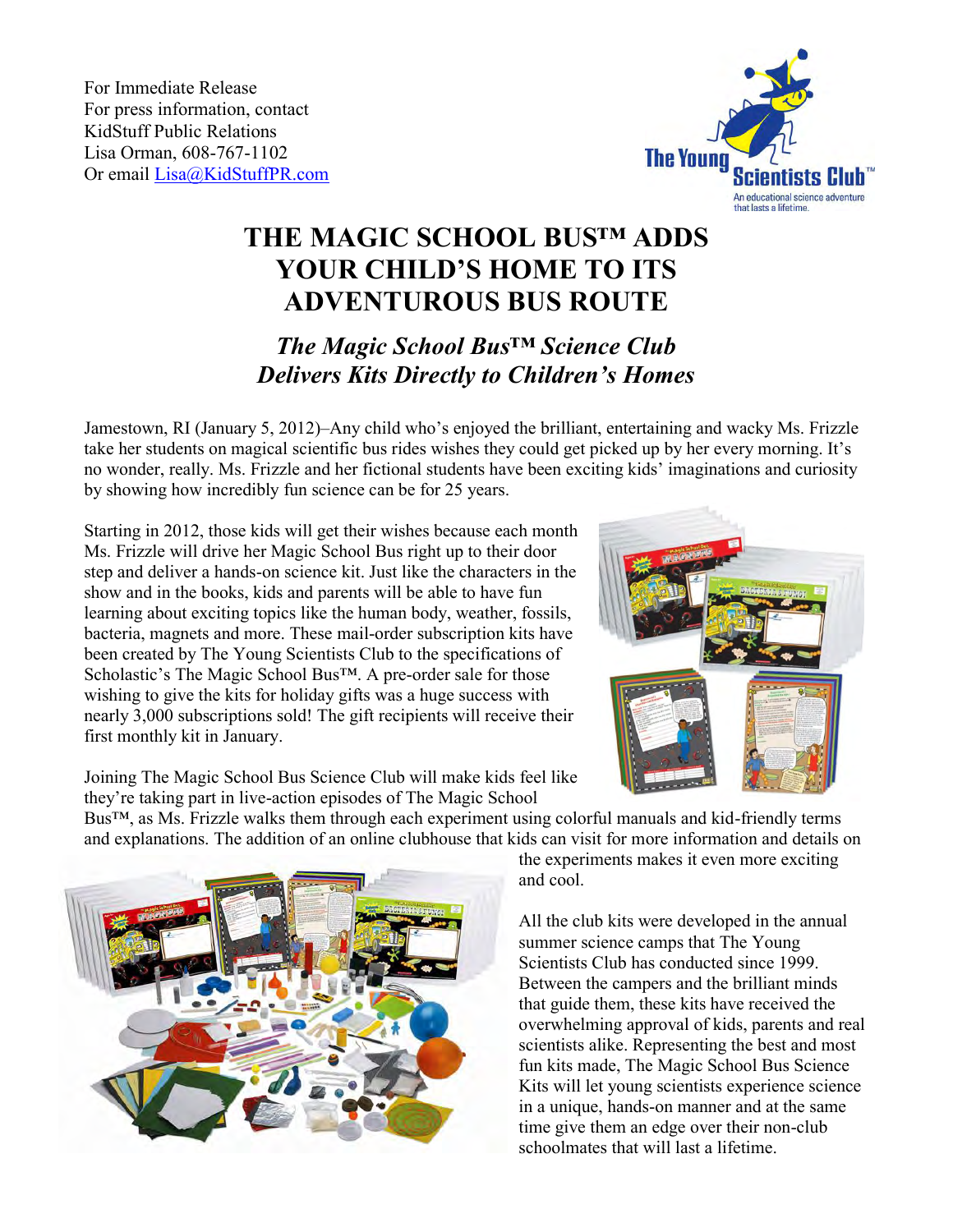For Immediate Release
For press information, contact
KidStuff Public Relations
Lisa Orman, 608-767-1102
Or email Lisa@KidStuffPR.com

# THE MAGIC SCHOOL BUS™ ADDS YOUR CHILD'S HOME TO ITS ADVENTUROUS BUS ROUTE

## *The Magic School Bus™ Science Club Delivers Kits Directly to Children's Homes*

Jamestown, RI (January 5, 2012)–Any child who's enjoyed the brilliant, entertaining and wacky Ms. Frizzle take her students on magical scientific bus rides wishes they could get picked up by her every morning. It's no wonder, really. Ms. Frizzle and her fictional students have been exciting kids' imaginations and curiosity by showing how incredibly fun science can be for 25 years.

Starting in 2012, those kids will get their wishes because each month Ms. Frizzle will drive her Magic School Bus right up to their door step and deliver a hands-on science kit. Just like the characters in the show and in the books, kids and parents will be able to have fun learning about exciting topics like the human body, weather, fossils, bacteria, magnets and more. These mail-order subscription kits have been created by The Young Scientists Club to the specifications of Scholastic's The Magic School Bus™. A pre-order sale for those wishing to give the kits for holiday gifts was a huge success with nearly 3,000 subscriptions sold! The gift recipients will receive their first monthly kit in January.

Joining The Magic School Bus Science Club will make kids feel like they're taking part in live-action episodes of The Magic School Bus™, as Ms. Frizzle walks them through each experiment using colorful manuals and kid-friendly terms and explanations. The addition of an online clubhouse that kids can visit for more information and details on the experiments makes it even more exciting and cool.

All the club kits were developed in the annual summer science camps that The Young Scientists Club has conducted since 1999. Between the campers and the brilliant minds that guide them, these kits have received the overwhelming approval of kids, parents and real scientists alike. Representing the best and most fun kits made, The Magic School Bus Science Kits will let young scientists experience science in a unique, hands-on manner and at the same time give them an edge over their non-club schoolmates that will last a lifetime.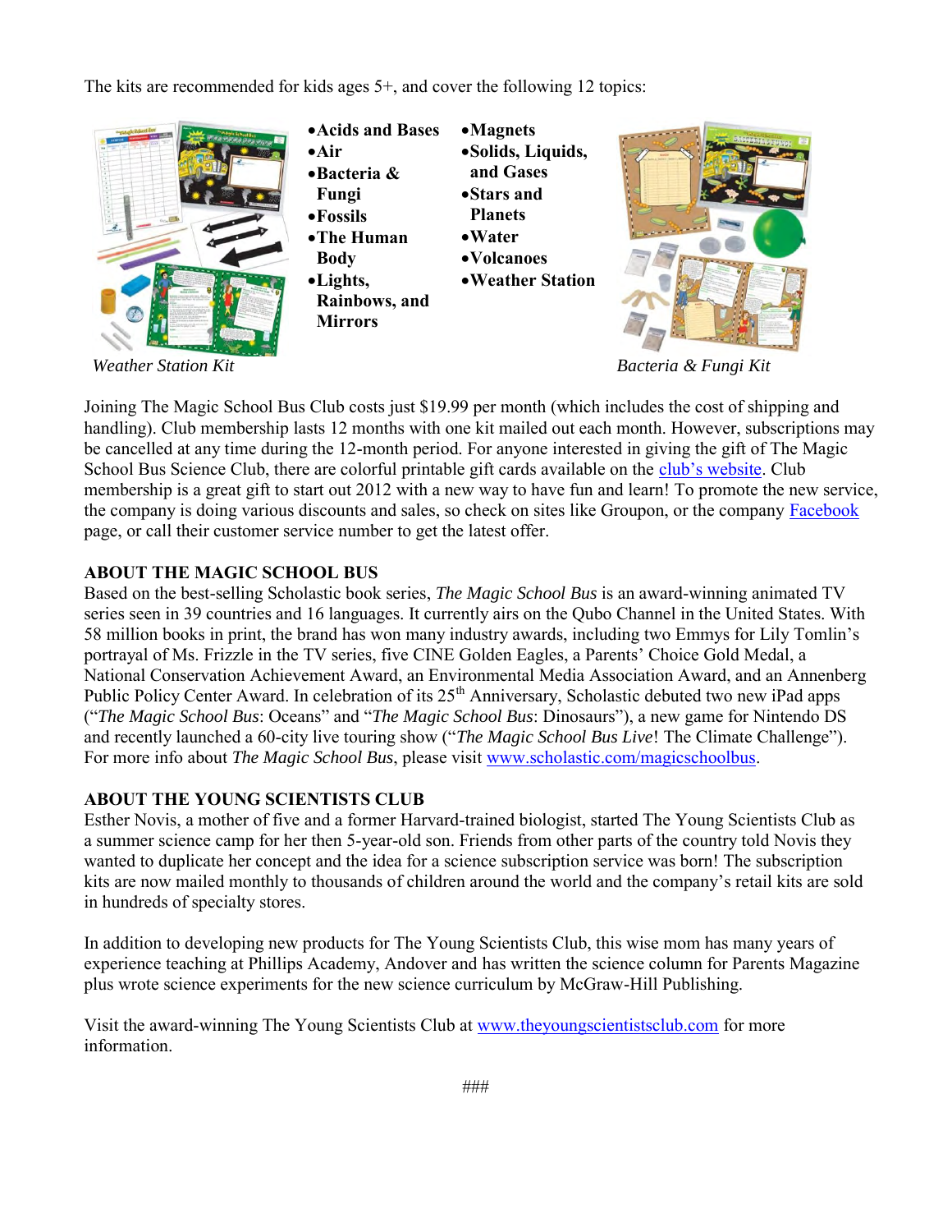The kits are recommended for kids ages 5+, and cover the following 12 topics:

- **Acids and Bases**
- **Air**
- **Bacteria & Fungi**
- **Fossils**
- **The Human Body**
- **Lights, Rainbows, and Mirrors**
- **Magnets**
- **Solids, Liquids, and Gases**
- **Stars and Planets**
- **Water**
- **Volcanoes**
- **Weather Station**

*Weather Station Kit*

*Bacteria & Fungi Kit*

Joining The Magic School Bus Club costs just $19.99 per month (which includes the cost of shipping and handling). Club membership lasts 12 months with one kit mailed out each month. However, subscriptions may be cancelled at any time during the 12-month period. For anyone interested in giving the gift of The Magic School Bus Science Club, there are colorful printable gift cards available on the club's website. Club membership is a great gift to start out 2012 with a new way to have fun and learn! To promote the new service, the company is doing various discounts and sales, so check on sites like Groupon, or the company Facebook page, or call their customer service number to get the latest offer.

**ABOUT THE MAGIC SCHOOL BUS**

Based on the best-selling Scholastic book series, *The Magic School Bus* is an award-winning animated TV series seen in 39 countries and 16 languages. It currently airs on the Qubo Channel in the United States. With 58 million books in print, the brand has won many industry awards, including two Emmys for Lily Tomlin's portrayal of Ms. Frizzle in the TV series, five CINE Golden Eagles, a Parents' Choice Gold Medal, a National Conservation Achievement Award, an Environmental Media Association Award, and an Annenberg Public Policy Center Award. In celebration of its 25th Anniversary, Scholastic debuted two new iPad apps ("*The Magic School Bus*: Oceans" and "*The Magic School Bus*: Dinosaurs"), a new game for Nintendo DS and recently launched a 60-city live touring show ("*The Magic School Bus Live*! The Climate Challenge"). For more info about *The Magic School Bus*, please visit www.scholastic.com/magicschoolbus.

**ABOUT THE YOUNG SCIENTISTS CLUB**

Esther Novis, a mother of five and a former Harvard-trained biologist, started The Young Scientists Club as a summer science camp for her then 5-year-old son. Friends from other parts of the country told Novis they wanted to duplicate her concept and the idea for a science subscription service was born! The subscription kits are now mailed monthly to thousands of children around the world and the company's retail kits are sold in hundreds of specialty stores.

In addition to developing new products for The Young Scientists Club, this wise mom has many years of experience teaching at Phillips Academy, Andover and has written the science column for Parents Magazine plus wrote science experiments for the new science curriculum by McGraw-Hill Publishing.

Visit the award-winning The Young Scientists Club at www.theyoungscientistsclub.com for more information.

###